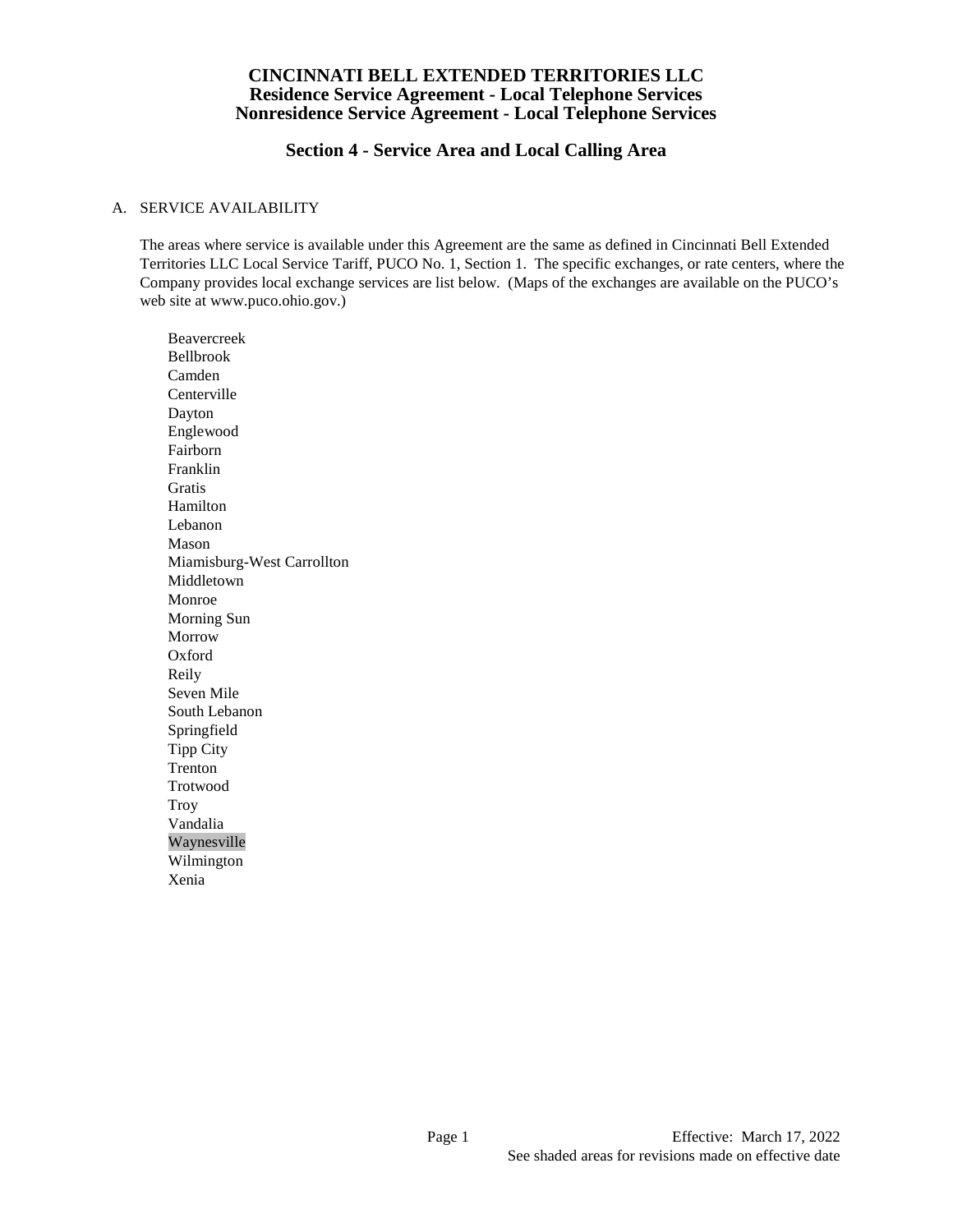# CINCINNATI BELL EXTENDED TERRITORIES LLC
## Residence Service Agreement - Local Telephone Services
## Nonresidence Service Agreement - Local Telephone Services

## Section 4 - Service Area and Local Calling Area

A. SERVICE AVAILABILITY

The areas where service is available under this Agreement are the same as defined in Cincinnati Bell Extended Territories LLC Local Service Tariff, PUCO No. 1, Section 1. The specific exchanges, or rate centers, where the Company provides local exchange services are list below. (Maps of the exchanges are available on the PUCO's web site at www.puco.ohio.gov.)

Beavercreek
Bellbrook
Camden
Centerville
Dayton
Englewood
Fairborn
Franklin
Gratis
Hamilton
Lebanon
Mason
Miamisburg-West Carrollton
Middletown
Monroe
Morning Sun
Morrow
Oxford
Reily
Seven Mile
South Lebanon
Springfield
Tipp City
Trenton
Trotwood
Troy
Vandalia
Waynesville
Wilmington
Xenia

Effective: March 17, 2022
See shaded areas for revisions made on effective date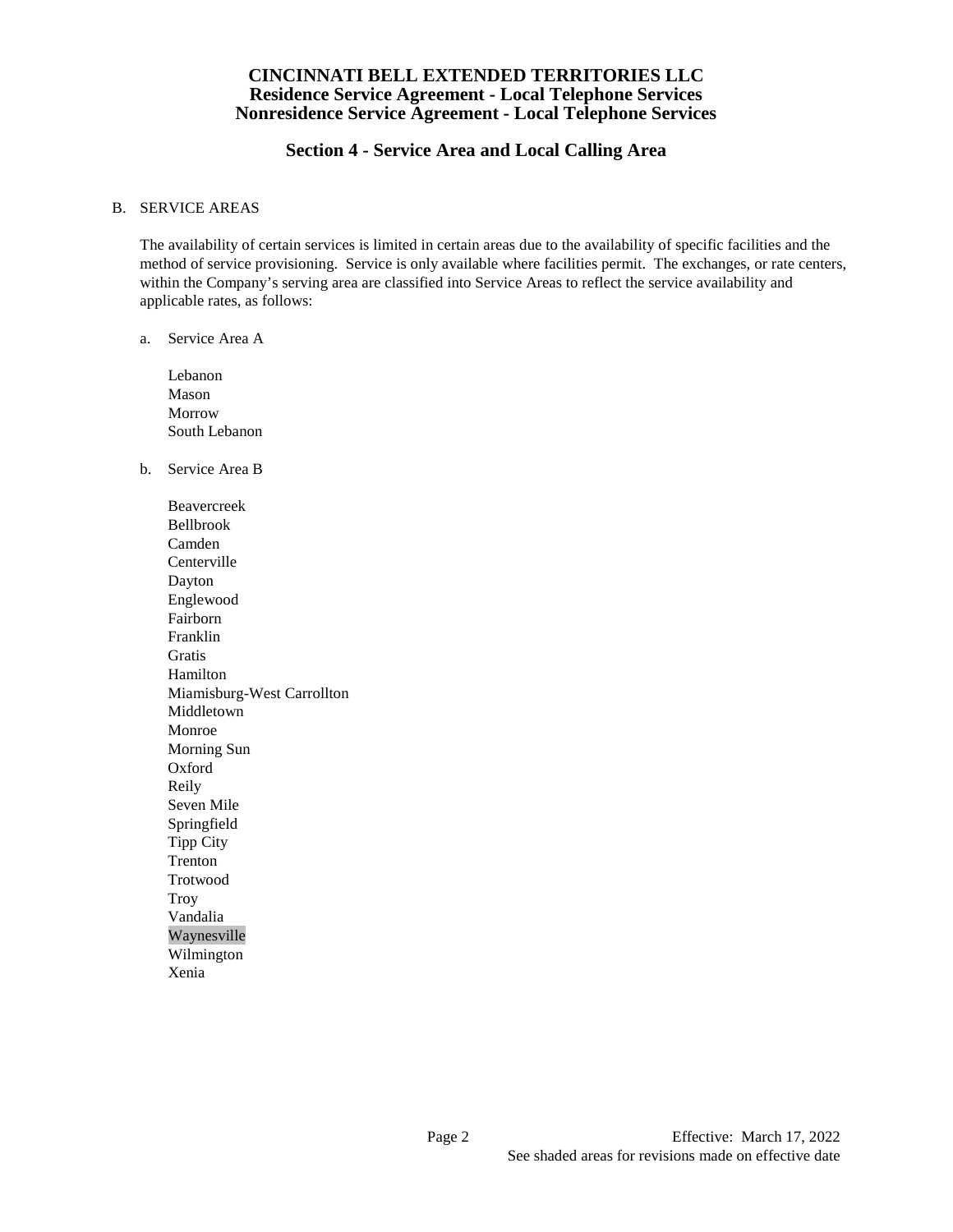**CINCINNATI BELL EXTENDED TERRITORIES LLC**
**Residence Service Agreement - Local Telephone Services**
**Nonresidence Service Agreement - Local Telephone Services**

## Section 4 - Service Area and Local Calling Area

B. SERVICE AREAS

The availability of certain services is limited in certain areas due to the availability of specific facilities and the method of service provisioning. Service is only available where facilities permit. The exchanges, or rate centers, within the Company's serving area are classified into Service Areas to reflect the service availability and applicable rates, as follows:

a. Service Area A

Lebanon
Mason
Morrow
South Lebanon

b. Service Area B

Beavercreek
Bellbrook
Camden
Centerville
Dayton
Englewood
Fairborn
Franklin
Gratis
Hamilton
Miamisburg-West Carrollton
Middletown
Monroe
Morning Sun
Oxford
Reily
Seven Mile
Springfield
Tipp City
Trenton
Trotwood
Troy
Vandalia
Waynesville
Wilmington
Xenia

Effective: March 17, 2022
See shaded areas for revisions made on effective date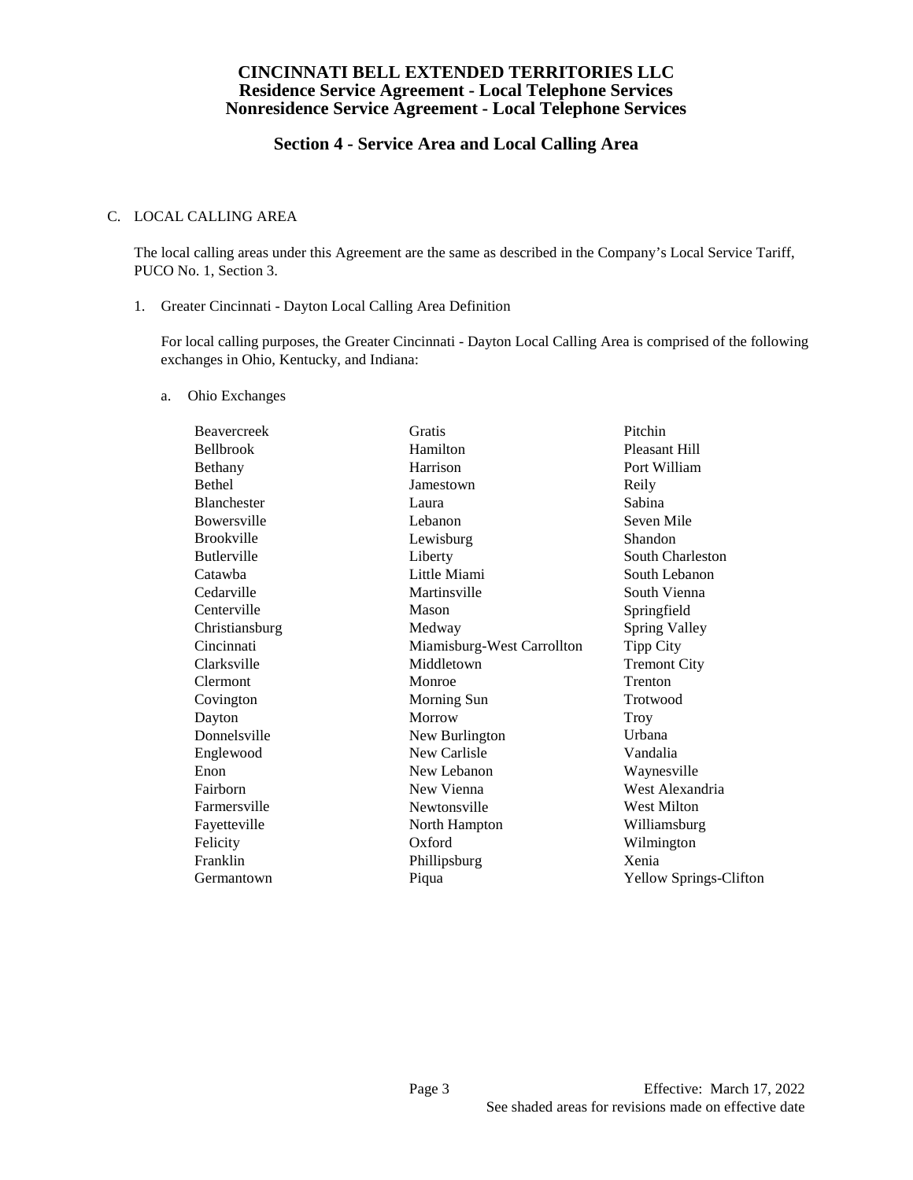# CINCINNATI BELL EXTENDED TERRITORIES LLC
## Residence Service Agreement - Local Telephone Services
## Nonresidence Service Agreement - Local Telephone Services

## Section 4 - Service Area and Local Calling Area

C. LOCAL CALLING AREA

The local calling areas under this Agreement are the same as described in the Company's Local Service Tariff, PUCO No. 1, Section 3.

1. Greater Cincinnati - Dayton Local Calling Area Definition

   For local calling purposes, the Greater Cincinnati - Dayton Local Calling Area is comprised of the following exchanges in Ohio, Kentucky, and Indiana:

   a. Ohio Exchanges

| | | |
|---|---|---|
| Beavercreek | Gratis | Pitchin |
| Bellbrook | Hamilton | Pleasant Hill |
| Bethany | Harrison | Port William |
| Bethel | Jamestown | Reily |
| Blanchester | Laura | Sabina |
| Bowersville | Lebanon | Seven Mile |
| Brookville | Lewisburg | Shandon |
| Butlerville | Liberty | South Charleston |
| Catawba | Little Miami | South Lebanon |
| Cedarville | Martinsville | South Vienna |
| Centerville | Mason | Springfield |
| Christiansburg | Medway | Spring Valley |
| Cincinnati | Miamisburg-West Carrollton | Tipp City |
| Clarksville | Middletown | Tremont City |
| Clermont | Monroe | Trenton |
| Covington | Morning Sun | Trotwood |
| Dayton | Morrow | Troy |
| Donnelsville | New Burlington | Urbana |
| Englewood | New Carlisle | Vandalia |
| Enon | New Lebanon | Waynesville |
| Fairborn | New Vienna | West Alexandria |
| Farmersville | Newtonsville | West Milton |
| Fayetteville | North Hampton | Williamsburg |
| Felicity | Oxford | Wilmington |
| Franklin | Phillipsburg | Xenia |
| Germantown | Piqua | Yellow Springs-Clifton |

Effective: March 17, 2022

See shaded areas for revisions made on effective date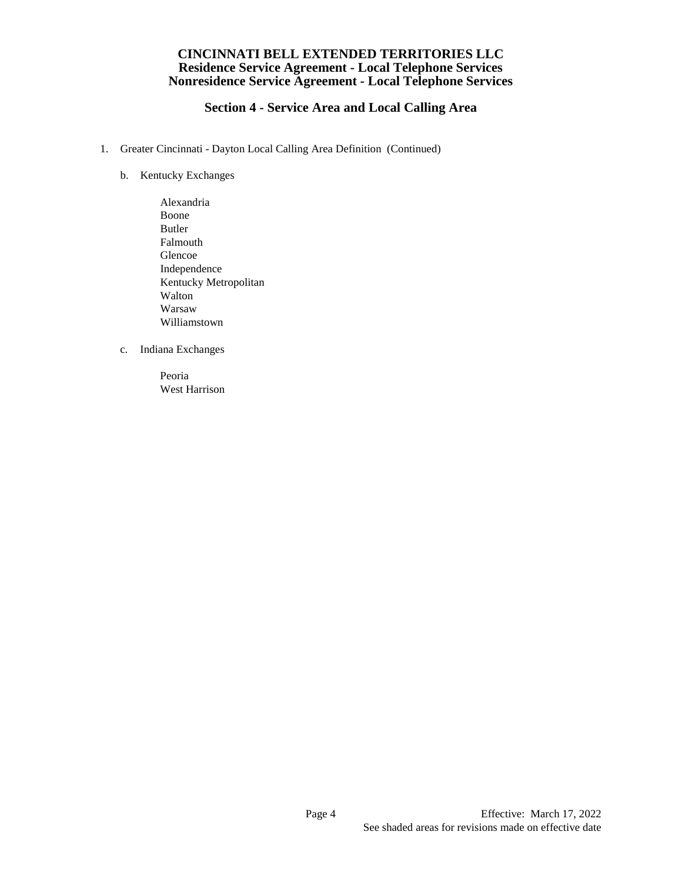# CINCINNATI BELL EXTENDED TERRITORIES LLC
## Residence Service Agreement - Local Telephone Services
## Nonresidence Service Agreement - Local Telephone Services

## Section 4 - Service Area and Local Calling Area

1. Greater Cincinnati - Dayton Local Calling Area Definition (Continued)

   b. Kentucky Exchanges

      Alexandria
      Boone
      Butler
      Falmouth
      Glencoe
      Independence
      Kentucky Metropolitan
      Walton
      Warsaw
      Williamstown

   c. Indiana Exchanges

      Peoria
      West Harrison

Effective: March 17, 2022
See shaded areas for revisions made on effective date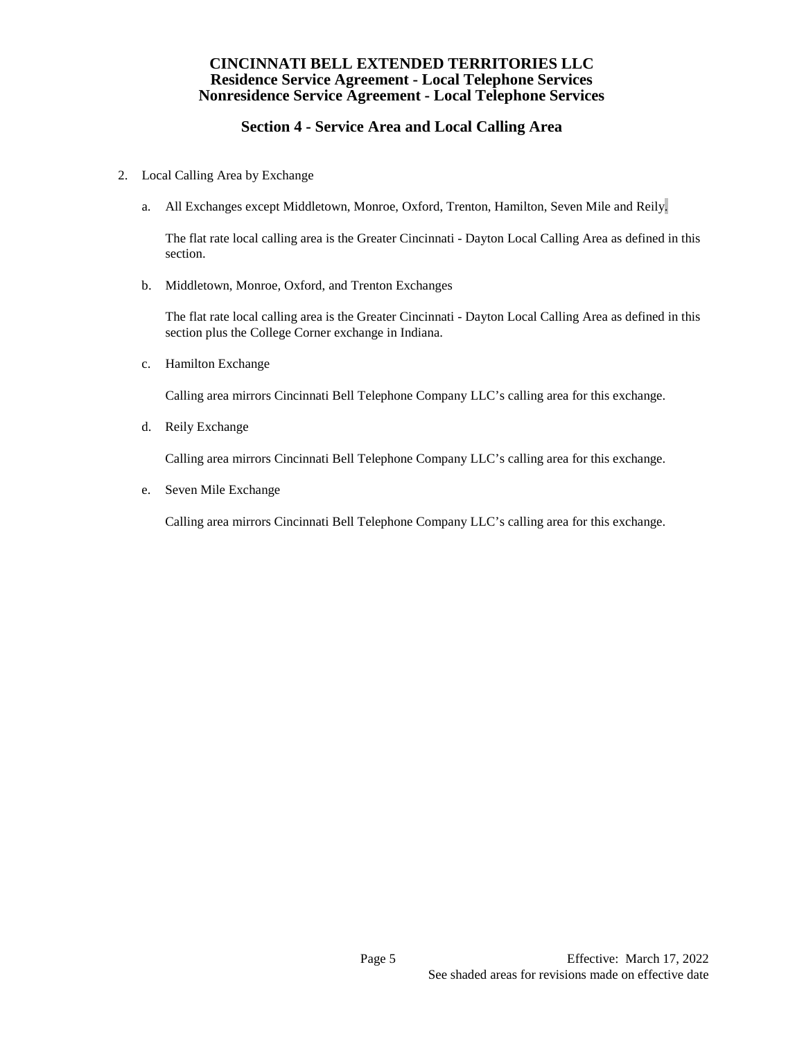**CINCINNATI BELL EXTENDED TERRITORIES LLC**
**Residence Service Agreement - Local Telephone Services**
**Nonresidence Service Agreement - Local Telephone Services**

## Section 4 - Service Area and Local Calling Area

2. Local Calling Area by Exchange

   a. All Exchanges except Middletown, Monroe, Oxford, Trenton, Hamilton, Seven Mile and Reily.

      The flat rate local calling area is the Greater Cincinnati - Dayton Local Calling Area as defined in this section.

   b. Middletown, Monroe, Oxford, and Trenton Exchanges

      The flat rate local calling area is the Greater Cincinnati - Dayton Local Calling Area as defined in this section plus the College Corner exchange in Indiana.

   c. Hamilton Exchange

      Calling area mirrors Cincinnati Bell Telephone Company LLC's calling area for this exchange.

   d. Reily Exchange

      Calling area mirrors Cincinnati Bell Telephone Company LLC's calling area for this exchange.

   e. Seven Mile Exchange

      Calling area mirrors Cincinnati Bell Telephone Company LLC's calling area for this exchange.

Effective: March 17, 2022
See shaded areas for revisions made on effective date